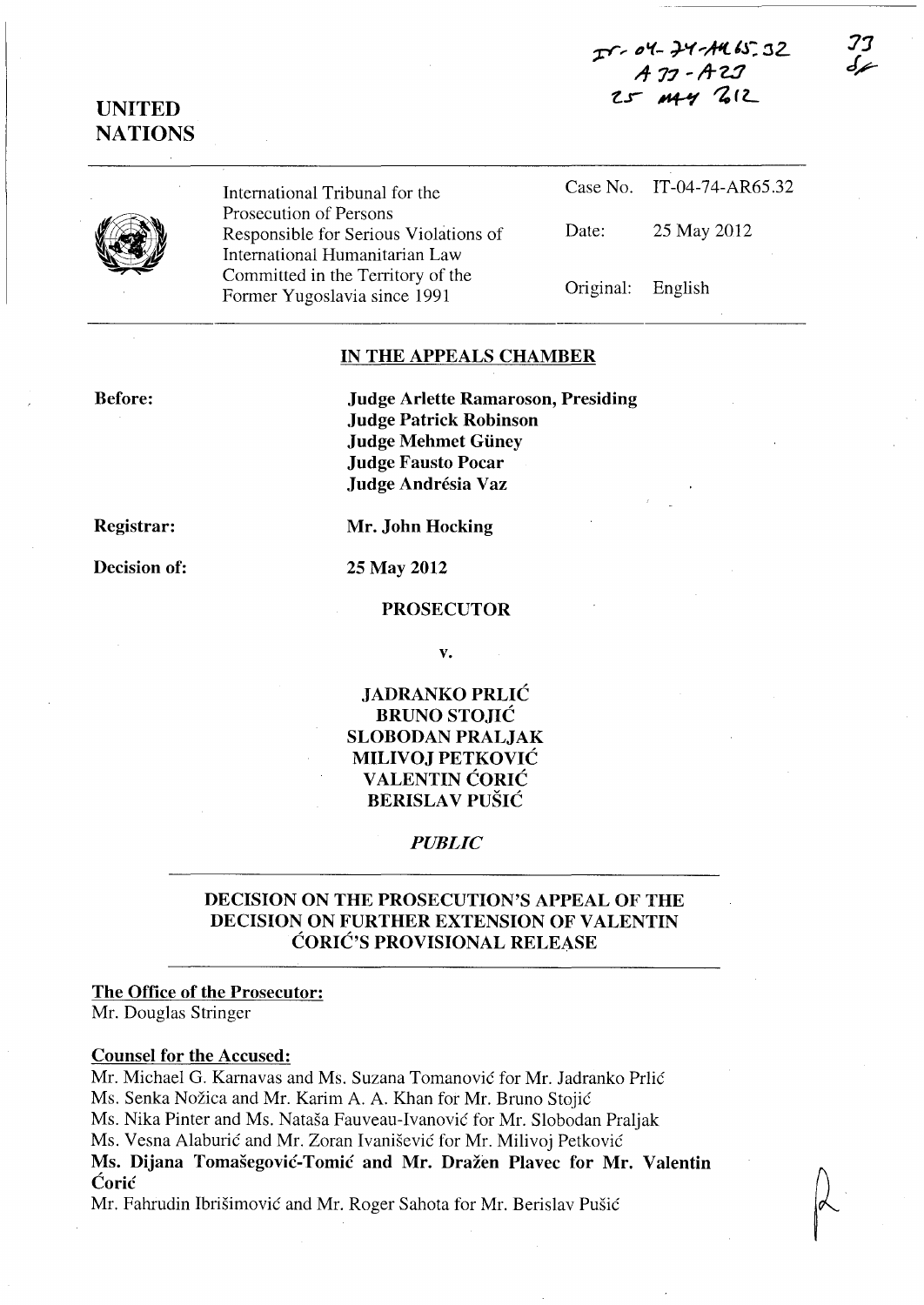IT-04-74-AR65.32
A 77 - A 23
25 MAY 2012

77
SF

**UNITED NATIONS**

| International Tribunal for the Prosecution of Persons Responsible for Serious Violations of International Humanitarian Law Committed in the Territory of the Former Yugoslavia since 1991 | Case No. | IT-04-74-AR65.32 |
|---|---|---|
| | Date: | 25 May 2012 |
| | Original: | English |

**IN THE APPEALS CHAMBER**

**Before:**

**Judge Arlette Ramaroson, Presiding**
**Judge Patrick Robinson**
**Judge Mehmet Güney**
**Judge Fausto Pocar**
**Judge Andrésia Vaz**

**Registrar:** **Mr. John Hocking**

**Decision of:** **25 May 2012**

**PROSECUTOR**

**v.**

**JADRANKO PRLIĆ**
**BRUNO STOJIĆ**
**SLOBODAN PRALJAK**
**MILIVOJ PETKOVIĆ**
**VALENTIN ĆORIĆ**
**BERISLAV PUŠIĆ**

***PUBLIC***

**DECISION ON THE PROSECUTION'S APPEAL OF THE DECISION ON FURTHER EXTENSION OF VALENTIN ĆORIĆ'S PROVISIONAL RELEASE**

**The Office of the Prosecutor:**
Mr. Douglas Stringer

**Counsel for the Accused:**
Mr. Michael G. Karnavas and Ms. Suzana Tomanović for Mr. Jadranko Prlić
Ms. Senka Nožica and Mr. Karim A. A. Khan for Mr. Bruno Stojić
Ms. Nika Pinter and Ms. Nataša Fauveau-Ivanović for Mr. Slobodan Praljak
Ms. Vesna Alaburić and Mr. Zoran Ivanišević for Mr. Milivoj Petković
**Ms. Dijana Tomašegović-Tomić and Mr. Dražen Plavec for Mr. Valentin Ćorić**
Mr. Fahrudin Ibrišimović and Mr. Roger Sahota for Mr. Berislav Pušić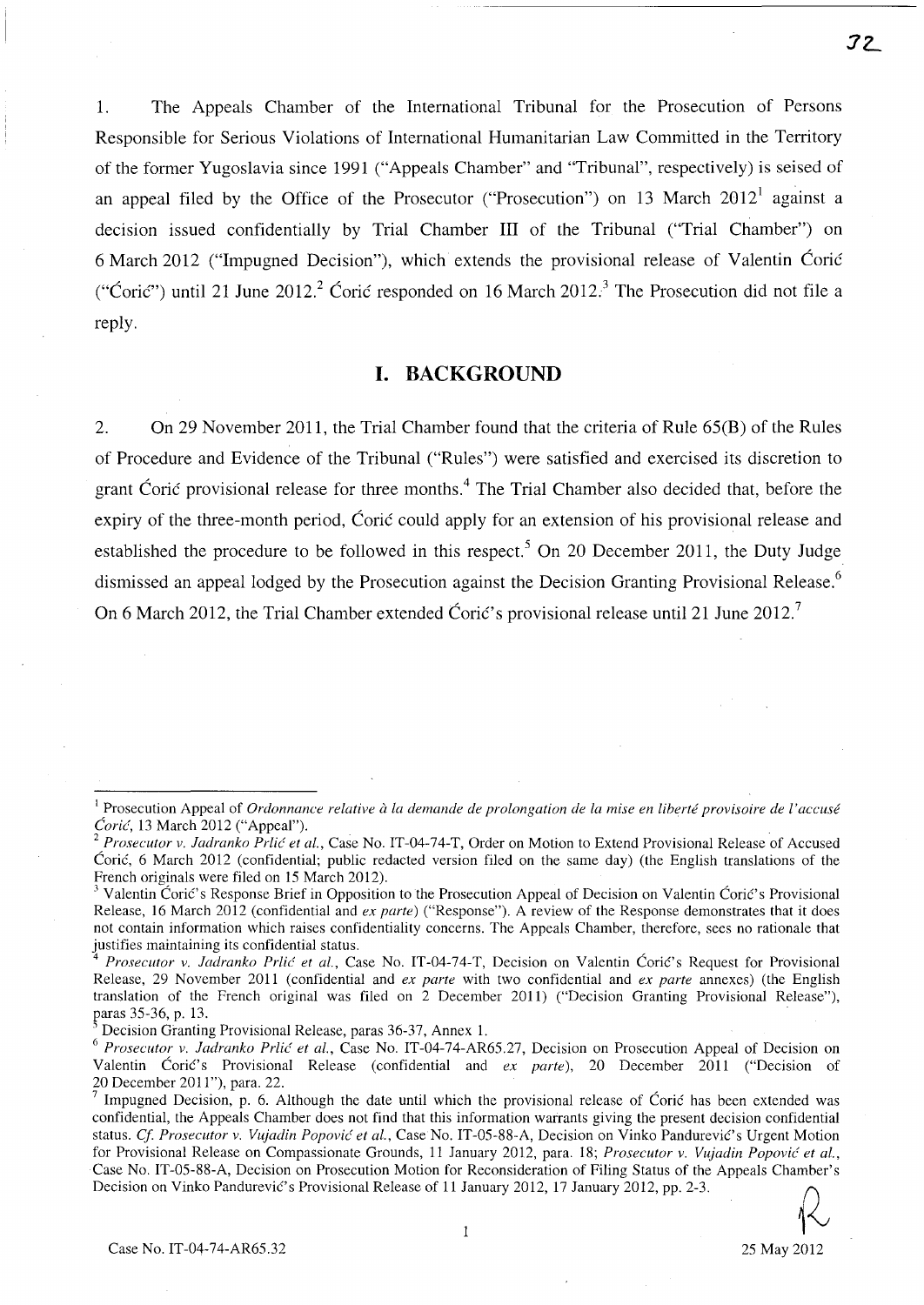1. The Appeals Chamber of the International Tribunal for the Prosecution of Persons Responsible for Serious Violations of International Humanitarian Law Committed in the Territory of the former Yugoslavia since 1991 ("Appeals Chamber" and "Tribunal", respectively) is seised of an appeal filed by the Office of the Prosecutor ("Prosecution") on 13 March 2012[1] against a decision issued confidentially by Trial Chamber III of the Tribunal ("Trial Chamber") on 6 March 2012 ("Impugned Decision"), which extends the provisional release of Valentin Ćorić ("Ćorić") until 21 June 2012.[2] Ćorić responded on 16 March 2012.[3] The Prosecution did not file a reply.

# I. BACKGROUND

2. On 29 November 2011, the Trial Chamber found that the criteria of Rule 65(B) of the Rules of Procedure and Evidence of the Tribunal ("Rules") were satisfied and exercised its discretion to grant Ćorić provisional release for three months.[4] The Trial Chamber also decided that, before the expiry of the three-month period, Ćorić could apply for an extension of his provisional release and established the procedure to be followed in this respect.[5] On 20 December 2011, the Duty Judge dismissed an appeal lodged by the Prosecution against the Decision Granting Provisional Release.[6] On 6 March 2012, the Trial Chamber extended Ćorić's provisional release until 21 June 2012.[7]

---

[1] Prosecution Appeal of *Ordonnance relative à la demande de prolongation de la mise en liberté provisoire de l'accusé Ćorić*, 13 March 2012 ("Appeal").

[2] *Prosecutor v. Jadranko Prlić et al.*, Case No. IT-04-74-T, Order on Motion to Extend Provisional Release of Accused Ćorić, 6 March 2012 (confidential; public redacted version filed on the same day) (the English translations of the French originals were filed on 15 March 2012).

[3] Valentin Ćorić's Response Brief in Opposition to the Prosecution Appeal of Decision on Valentin Ćorić's Provisional Release, 16 March 2012 (confidential and *ex parte*) ("Response"). A review of the Response demonstrates that it does not contain information which raises confidentiality concerns. The Appeals Chamber, therefore, sees no rationale that justifies maintaining its confidential status.

[4] *Prosecutor v. Jadranko Prlić et al.*, Case No. IT-04-74-T, Decision on Valentin Ćorić's Request for Provisional Release, 29 November 2011 (confidential and *ex parte* with two confidential and *ex parte* annexes) (the English translation of the French original was filed on 2 December 2011) ("Decision Granting Provisional Release"), paras 35-36, p. 13.

[5] Decision Granting Provisional Release, paras 36-37, Annex 1.

[6] *Prosecutor v. Jadranko Prlić et al.*, Case No. IT-04-74-AR65.27, Decision on Prosecution Appeal of Decision on Valentin Ćorić's Provisional Release (confidential and *ex parte*), 20 December 2011 ("Decision of 20 December 2011"), para. 22.

[7] Impugned Decision, p. 6. Although the date until which the provisional release of Ćorić has been extended was confidential, the Appeals Chamber does not find that this information warrants giving the present decision confidential status. *Cf. Prosecutor v. Vujadin Popović et al.*, Case No. IT-05-88-A, Decision on Vinko Pandurević's Urgent Motion for Provisional Release on Compassionate Grounds, 11 January 2012, para. 18; *Prosecutor v. Vujadin Popović et al.*, Case No. IT-05-88-A, Decision on Prosecution Motion for Reconsideration of Filing Status of the Appeals Chamber's Decision on Vinko Pandurević's Provisional Release of 11 January 2012, 17 January 2012, pp. 2-3.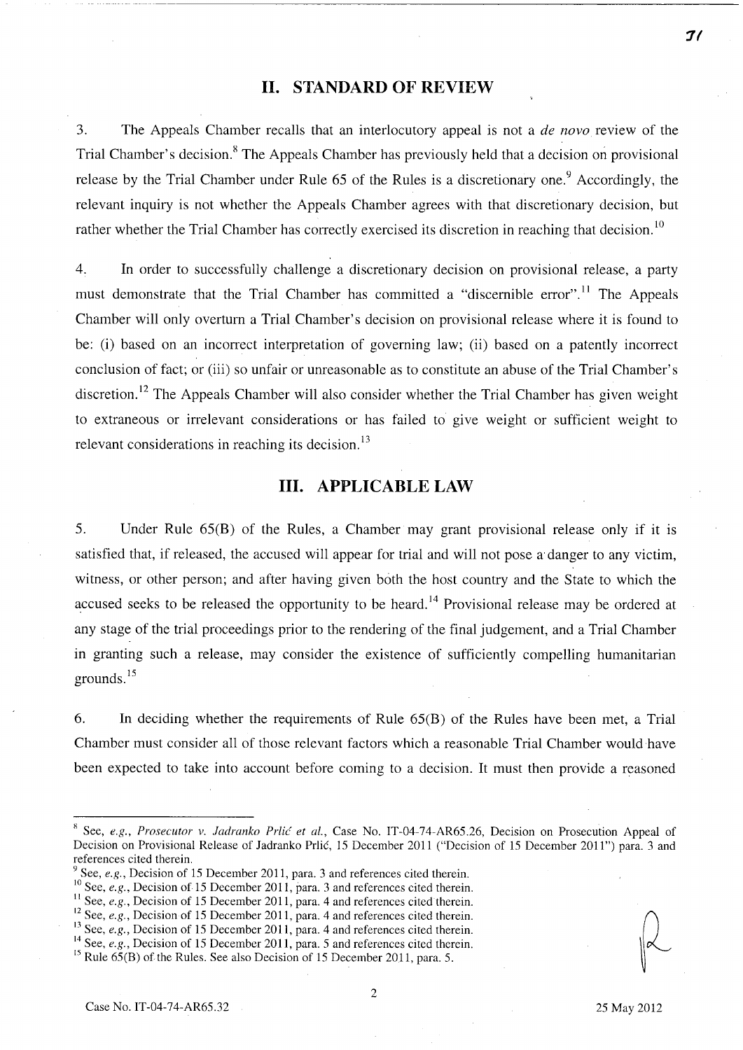## II. STANDARD OF REVIEW

3. The Appeals Chamber recalls that an interlocutory appeal is not a *de novo* review of the Trial Chamber's decision.[8] The Appeals Chamber has previously held that a decision on provisional release by the Trial Chamber under Rule 65 of the Rules is a discretionary one.[9] Accordingly, the relevant inquiry is not whether the Appeals Chamber agrees with that discretionary decision, but rather whether the Trial Chamber has correctly exercised its discretion in reaching that decision.[10]

4. In order to successfully challenge a discretionary decision on provisional release, a party must demonstrate that the Trial Chamber has committed a "discernible error".[11] The Appeals Chamber will only overturn a Trial Chamber's decision on provisional release where it is found to be: (i) based on an incorrect interpretation of governing law; (ii) based on a patently incorrect conclusion of fact; or (iii) so unfair or unreasonable as to constitute an abuse of the Trial Chamber's discretion.[12] The Appeals Chamber will also consider whether the Trial Chamber has given weight to extraneous or irrelevant considerations or has failed to give weight or sufficient weight to relevant considerations in reaching its decision.[13]

## III. APPLICABLE LAW

5. Under Rule 65(B) of the Rules, a Chamber may grant provisional release only if it is satisfied that, if released, the accused will appear for trial and will not pose a danger to any victim, witness, or other person; and after having given both the host country and the State to which the accused seeks to be released the opportunity to be heard.[14] Provisional release may be ordered at any stage of the trial proceedings prior to the rendering of the final judgement, and a Trial Chamber in granting such a release, may consider the existence of sufficiently compelling humanitarian grounds.[15]

6. In deciding whether the requirements of Rule 65(B) of the Rules have been met, a Trial Chamber must consider all of those relevant factors which a reasonable Trial Chamber would have been expected to take into account before coming to a decision. It must then provide a reasoned

---

[8] See, *e.g.*, *Prosecutor v. Jadranko Prlić et al.*, Case No. IT-04-74-AR65.26, Decision on Prosecution Appeal of Decision on Provisional Release of Jadranko Prlić, 15 December 2011 ("Decision of 15 December 2011") para. 3 and references cited therein.

[9] See, *e.g.*, Decision of 15 December 2011, para. 3 and references cited therein.

[10] See, *e.g.*, Decision of 15 December 2011, para. 3 and references cited therein.

[11] See, *e.g.*, Decision of 15 December 2011, para. 4 and references cited therein.

[12] See, *e.g.*, Decision of 15 December 2011, para. 4 and references cited therein.

[13] See, *e.g.*, Decision of 15 December 2011, para. 4 and references cited therein.

[14] See, *e.g.*, Decision of 15 December 2011, para. 5 and references cited therein.

[15] Rule 65(B) of the Rules. See also Decision of 15 December 2011, para. 5.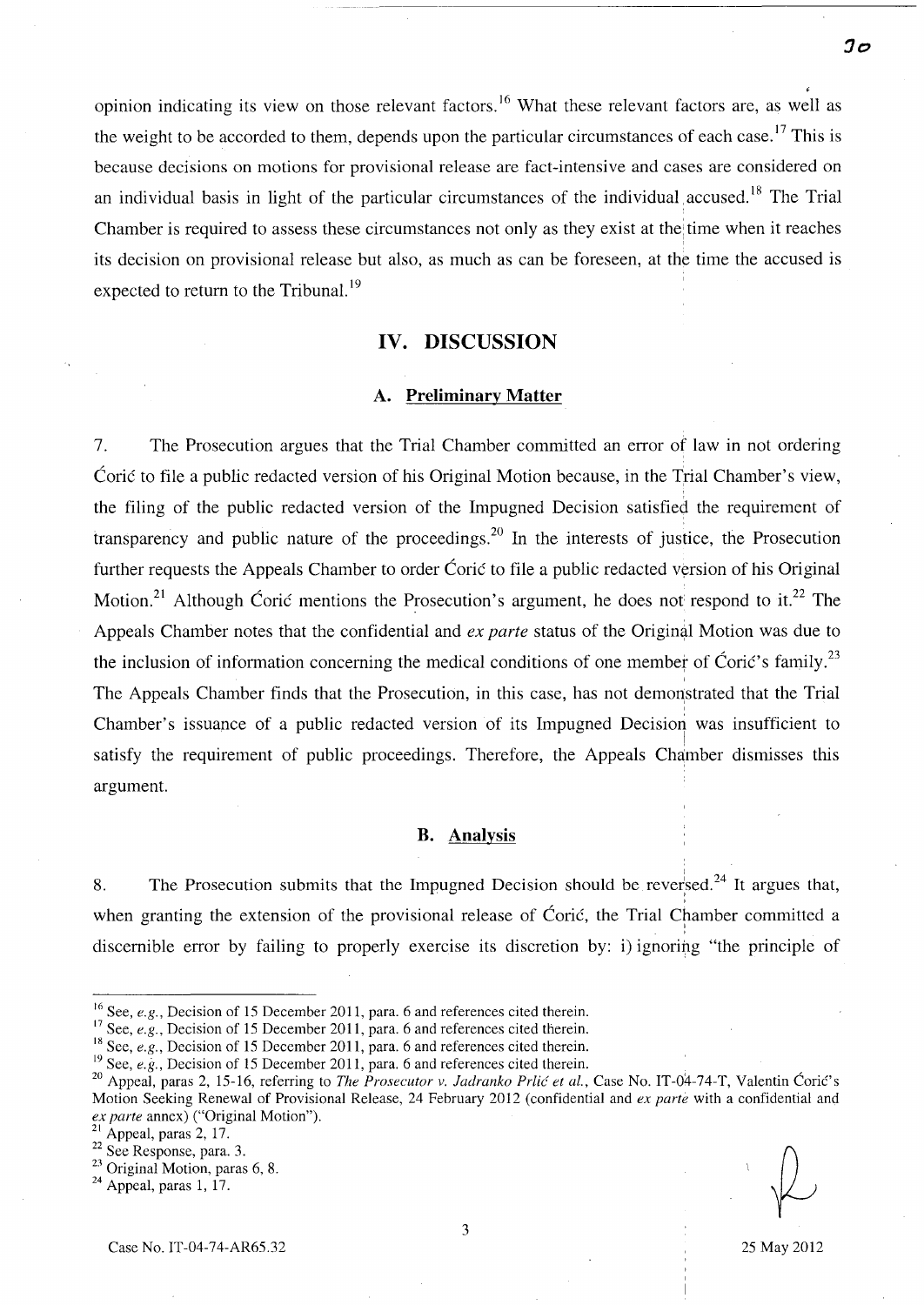opinion indicating its view on those relevant factors.[16] What these relevant factors are, as well as the weight to be accorded to them, depends upon the particular circumstances of each case.[17] This is because decisions on motions for provisional release are fact-intensive and cases are considered on an individual basis in light of the particular circumstances of the individual accused.[18] The Trial Chamber is required to assess these circumstances not only as they exist at the time when it reaches its decision on provisional release but also, as much as can be foreseen, at the time the accused is expected to return to the Tribunal.[19]

## IV. DISCUSSION

### A. Preliminary Matter

7. The Prosecution argues that the Trial Chamber committed an error of law in not ordering Ćorić to file a public redacted version of his Original Motion because, in the Trial Chamber's view, the filing of the public redacted version of the Impugned Decision satisfied the requirement of transparency and public nature of the proceedings.[20] In the interests of justice, the Prosecution further requests the Appeals Chamber to order Ćorić to file a public redacted version of his Original Motion.[21] Although Ćorić mentions the Prosecution's argument, he does not respond to it.[22] The Appeals Chamber notes that the confidential and *ex parte* status of the Original Motion was due to the inclusion of information concerning the medical conditions of one member of Ćorić's family.[23] The Appeals Chamber finds that the Prosecution, in this case, has not demonstrated that the Trial Chamber's issuance of a public redacted version of its Impugned Decision was insufficient to satisfy the requirement of public proceedings. Therefore, the Appeals Chamber dismisses this argument.

### B. Analysis

8. The Prosecution submits that the Impugned Decision should be reversed.[24] It argues that, when granting the extension of the provisional release of Ćorić, the Trial Chamber committed a discernible error by failing to properly exercise its discretion by: i) ignoring "the principle of

---

[16] See, *e.g.*, Decision of 15 December 2011, para. 6 and references cited therein.

[17] See, *e.g.*, Decision of 15 December 2011, para. 6 and references cited therein.

[18] See, *e.g.*, Decision of 15 December 2011, para. 6 and references cited therein.

[19] See, *e.g.*, Decision of 15 December 2011, para. 6 and references cited therein.

[20] Appeal, paras 2, 15-16, referring to *The Prosecutor v. Jadranko Prlić et al.*, Case No. IT-04-74-T, Valentin Ćorić's Motion Seeking Renewal of Provisional Release, 24 February 2012 (confidential and *ex parte* with a confidential and *ex parte* annex) ("Original Motion").

[21] Appeal, paras 2, 17.

[22] See Response, para. 3.

[23] Original Motion, paras 6, 8.

[24] Appeal, paras 1, 17.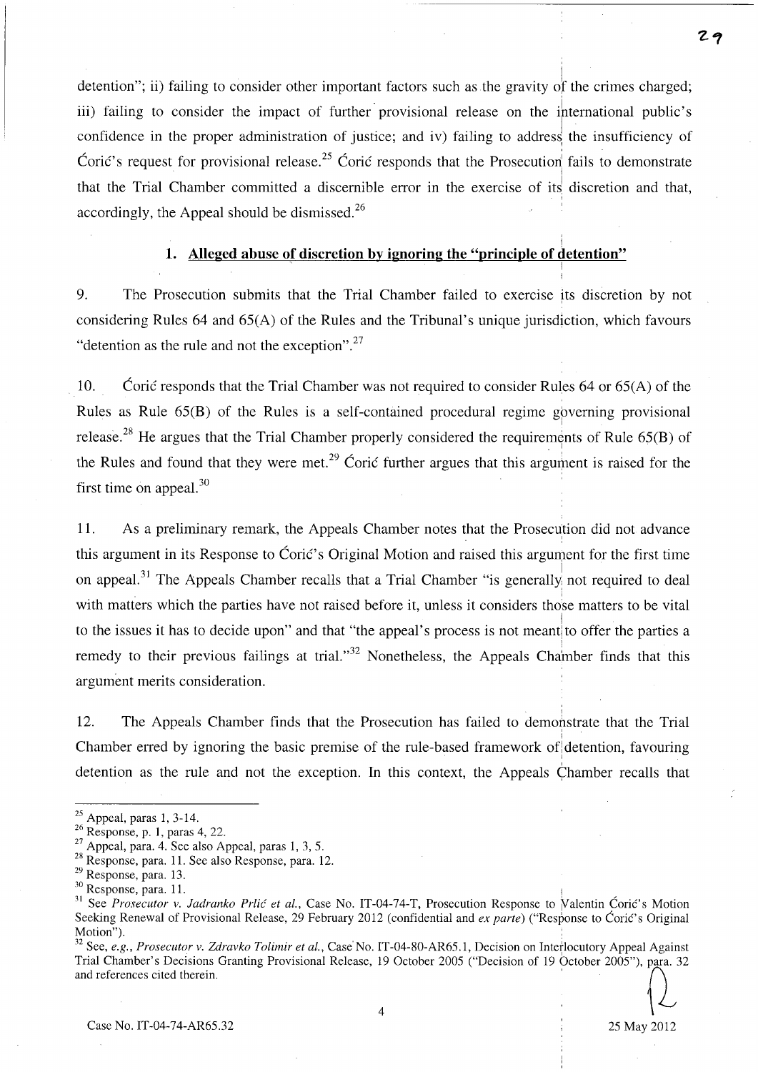detention"; ii) failing to consider other important factors such as the gravity of the crimes charged; iii) failing to consider the impact of further provisional release on the international public's confidence in the proper administration of justice; and iv) failing to address the insufficiency of Ćorić's request for provisional release.[25] Ćorić responds that the Prosecution fails to demonstrate that the Trial Chamber committed a discernible error in the exercise of its discretion and that, accordingly, the Appeal should be dismissed.[26]

### 1. Alleged abuse of discretion by ignoring the "principle of detention"

9. The Prosecution submits that the Trial Chamber failed to exercise its discretion by not considering Rules 64 and 65(A) of the Rules and the Tribunal's unique jurisdiction, which favours "detention as the rule and not the exception".[27]

10. Ćorić responds that the Trial Chamber was not required to consider Rules 64 or 65(A) of the Rules as Rule 65(B) of the Rules is a self-contained procedural regime governing provisional release.[28] He argues that the Trial Chamber properly considered the requirements of Rule 65(B) of the Rules and found that they were met.[29] Ćorić further argues that this argument is raised for the first time on appeal.[30]

11. As a preliminary remark, the Appeals Chamber notes that the Prosecution did not advance this argument in its Response to Ćorić's Original Motion and raised this argument for the first time on appeal.[31] The Appeals Chamber recalls that a Trial Chamber "is generally not required to deal with matters which the parties have not raised before it, unless it considers those matters to be vital to the issues it has to decide upon" and that "the appeal's process is not meant to offer the parties a remedy to their previous failings at trial."[32] Nonetheless, the Appeals Chamber finds that this argument merits consideration.

12. The Appeals Chamber finds that the Prosecution has failed to demonstrate that the Trial Chamber erred by ignoring the basic premise of the rule-based framework of detention, favouring detention as the rule and not the exception. In this context, the Appeals Chamber recalls that

---

[25] Appeal, paras 1, 3-14.

[26] Response, p. 1, paras 4, 22.

[27] Appeal, para. 4. See also Appeal, paras 1, 3, 5.

[28] Response, para. 11. See also Response, para. 12.

[29] Response, para. 13.

[30] Response, para. 11.

[31] See *Prosecutor v. Jadranko Prlić et al.*, Case No. IT-04-74-T, Prosecution Response to Valentin Ćorić's Motion Seeking Renewal of Provisional Release, 29 February 2012 (confidential and *ex parte*) ("Response to Ćorić's Original Motion").

[32] See, *e.g.*, *Prosecutor v. Zdravko Tolimir et al.*, Case No. IT-04-80-AR65.1, Decision on Interlocutory Appeal Against Trial Chamber's Decisions Granting Provisional Release, 19 October 2005 ("Decision of 19 October 2005"), para. 32 and references cited therein.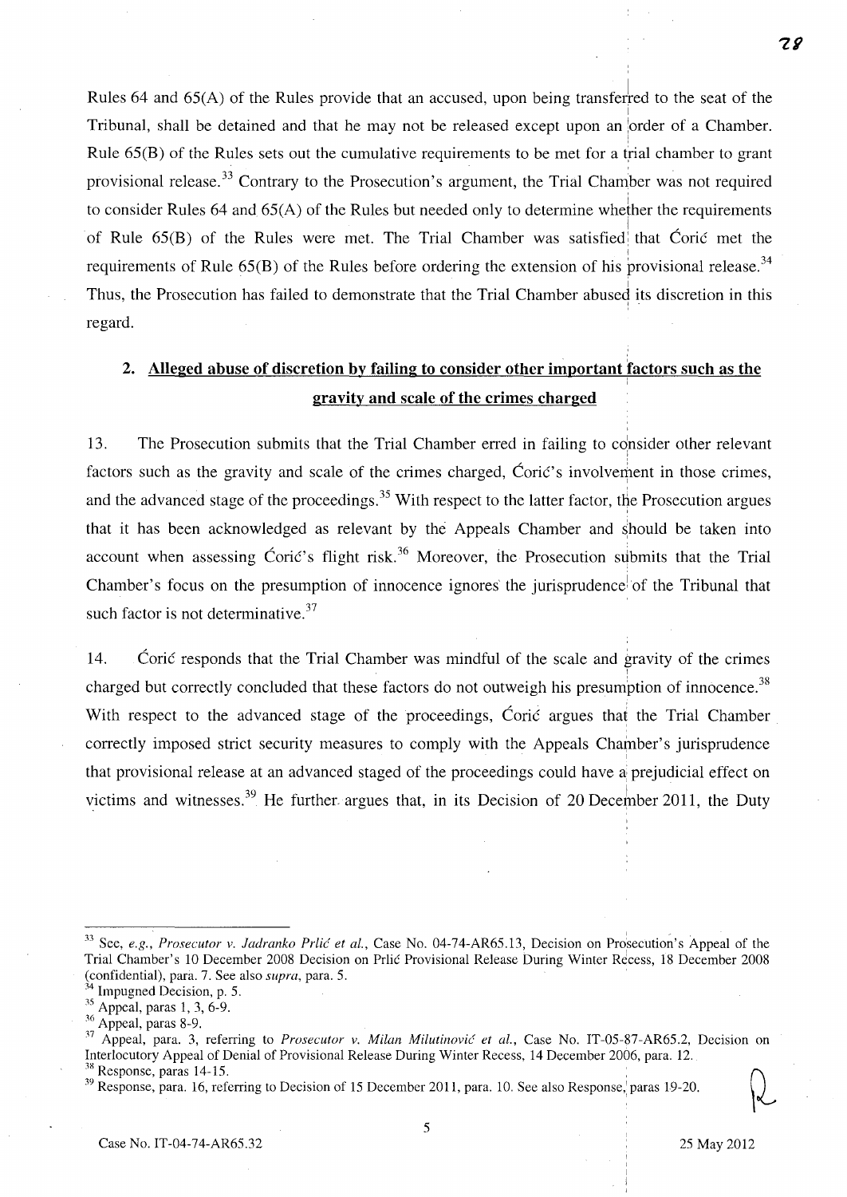Rules 64 and 65(A) of the Rules provide that an accused, upon being transferred to the seat of the Tribunal, shall be detained and that he may not be released except upon an order of a Chamber. Rule 65(B) of the Rules sets out the cumulative requirements to be met for a trial chamber to grant provisional release.[33] Contrary to the Prosecution's argument, the Trial Chamber was not required to consider Rules 64 and 65(A) of the Rules but needed only to determine whether the requirements of Rule 65(B) of the Rules were met. The Trial Chamber was satisfied that Ćorić met the requirements of Rule 65(B) of the Rules before ordering the extension of his provisional release.[34] Thus, the Prosecution has failed to demonstrate that the Trial Chamber abused its discretion in this regard.

## 2. Alleged abuse of discretion by failing to consider other important factors such as the gravity and scale of the crimes charged

13. The Prosecution submits that the Trial Chamber erred in failing to consider other relevant factors such as the gravity and scale of the crimes charged, Ćorić's involvement in those crimes, and the advanced stage of the proceedings.[35] With respect to the latter factor, the Prosecution argues that it has been acknowledged as relevant by the Appeals Chamber and should be taken into account when assessing Ćorić's flight risk.[36] Moreover, the Prosecution submits that the Trial Chamber's focus on the presumption of innocence ignores the jurisprudence of the Tribunal that such factor is not determinative.[37]

14. Ćorić responds that the Trial Chamber was mindful of the scale and gravity of the crimes charged but correctly concluded that these factors do not outweigh his presumption of innocence.[38] With respect to the advanced stage of the proceedings, Ćorić argues that the Trial Chamber correctly imposed strict security measures to comply with the Appeals Chamber's jurisprudence that provisional release at an advanced staged of the proceedings could have a prejudicial effect on victims and witnesses.[39] He further argues that, in its Decision of 20 December 2011, the Duty

---

[33] See, *e.g.*, *Prosecutor v. Jadranko Prlić et al.*, Case No. 04-74-AR65.13, Decision on Prosecution's Appeal of the Trial Chamber's 10 December 2008 Decision on Prlić Provisional Release During Winter Recess, 18 December 2008 (confidential), para. 7. See also *supra*, para. 5.

[34] Impugned Decision, p. 5.

[35] Appeal, paras 1, 3, 6-9.

[36] Appeal, paras 8-9.

[37] Appeal, para. 3, referring to *Prosecutor v. Milan Milutinović et al.*, Case No. IT-05-87-AR65.2, Decision on Interlocutory Appeal of Denial of Provisional Release During Winter Recess, 14 December 2006, para. 12.

[38] Response, paras 14-15.

[39] Response, para. 16, referring to Decision of 15 December 2011, para. 10. See also Response, paras 19-20.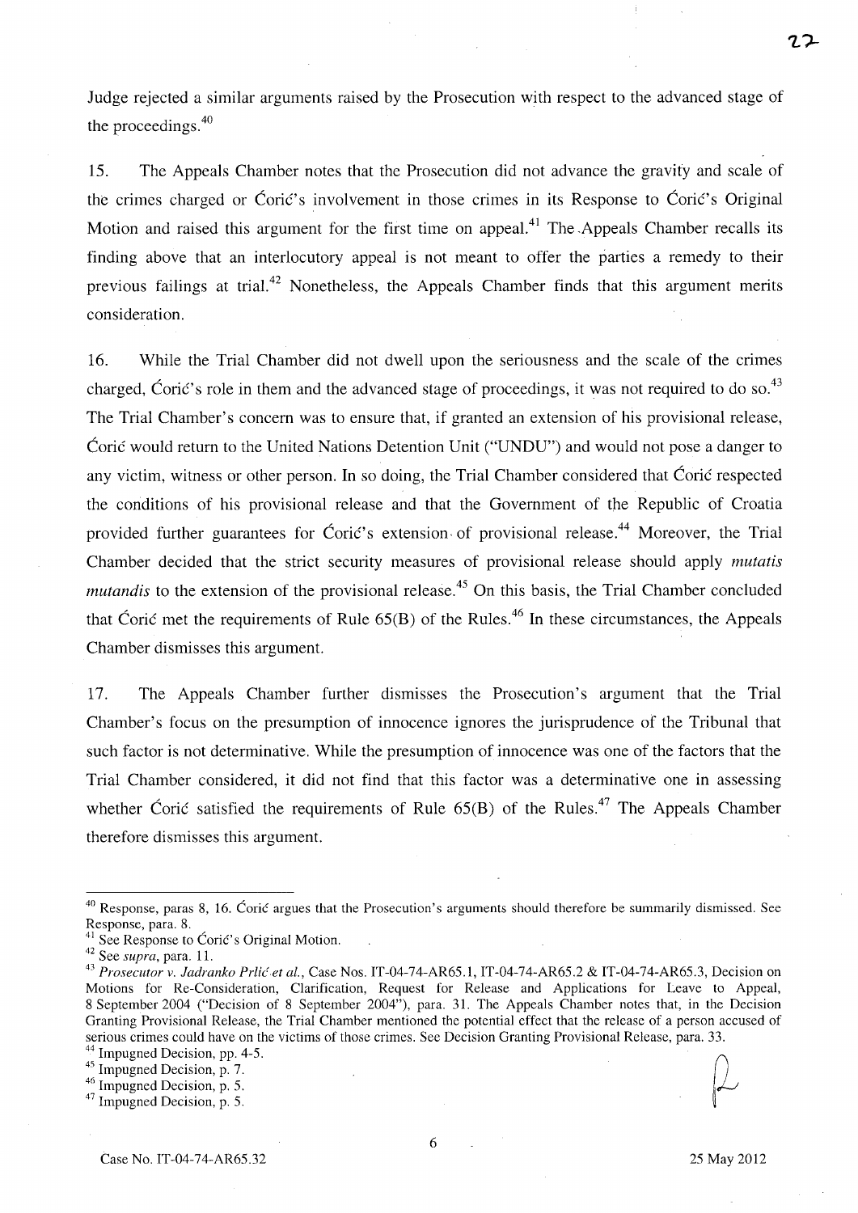Judge rejected a similar arguments raised by the Prosecution with respect to the advanced stage of the proceedings.[40]

15. The Appeals Chamber notes that the Prosecution did not advance the gravity and scale of the crimes charged or Ćorić's involvement in those crimes in its Response to Ćorić's Original Motion and raised this argument for the first time on appeal.[41] The Appeals Chamber recalls its finding above that an interlocutory appeal is not meant to offer the parties a remedy to their previous failings at trial.[42] Nonetheless, the Appeals Chamber finds that this argument merits consideration.

16. While the Trial Chamber did not dwell upon the seriousness and the scale of the crimes charged, Ćorić's role in them and the advanced stage of proceedings, it was not required to do so.[43] The Trial Chamber's concern was to ensure that, if granted an extension of his provisional release, Ćorić would return to the United Nations Detention Unit ("UNDU") and would not pose a danger to any victim, witness or other person. In so doing, the Trial Chamber considered that Ćorić respected the conditions of his provisional release and that the Government of the Republic of Croatia provided further guarantees for Ćorić's extension of provisional release.[44] Moreover, the Trial Chamber decided that the strict security measures of provisional release should apply *mutatis mutandis* to the extension of the provisional release.[45] On this basis, the Trial Chamber concluded that Ćorić met the requirements of Rule 65(B) of the Rules.[46] In these circumstances, the Appeals Chamber dismisses this argument.

17. The Appeals Chamber further dismisses the Prosecution's argument that the Trial Chamber's focus on the presumption of innocence ignores the jurisprudence of the Tribunal that such factor is not determinative. While the presumption of innocence was one of the factors that the Trial Chamber considered, it did not find that this factor was a determinative one in assessing whether Ćorić satisfied the requirements of Rule 65(B) of the Rules.[47] The Appeals Chamber therefore dismisses this argument.

---

[40] Response, paras 8, 16. Ćorić argues that the Prosecution's arguments should therefore be summarily dismissed. See Response, para. 8.

[41] See Response to Ćorić's Original Motion.

[42] See *supra*, para. 11.

[43] *Prosecutor v. Jadranko Prlić et al.*, Case Nos. IT-04-74-AR65.1, IT-04-74-AR65.2 & IT-04-74-AR65.3, Decision on Motions for Re-Consideration, Clarification, Request for Release and Applications for Leave to Appeal, 8 September 2004 ("Decision of 8 September 2004"), para. 31. The Appeals Chamber notes that, in the Decision Granting Provisional Release, the Trial Chamber mentioned the potential effect that the release of a person accused of serious crimes could have on the victims of those crimes. See Decision Granting Provisional Release, para. 33.

[44] Impugned Decision, pp. 4-5.

[45] Impugned Decision, p. 7.

[46] Impugned Decision, p. 5.

[47] Impugned Decision, p. 5.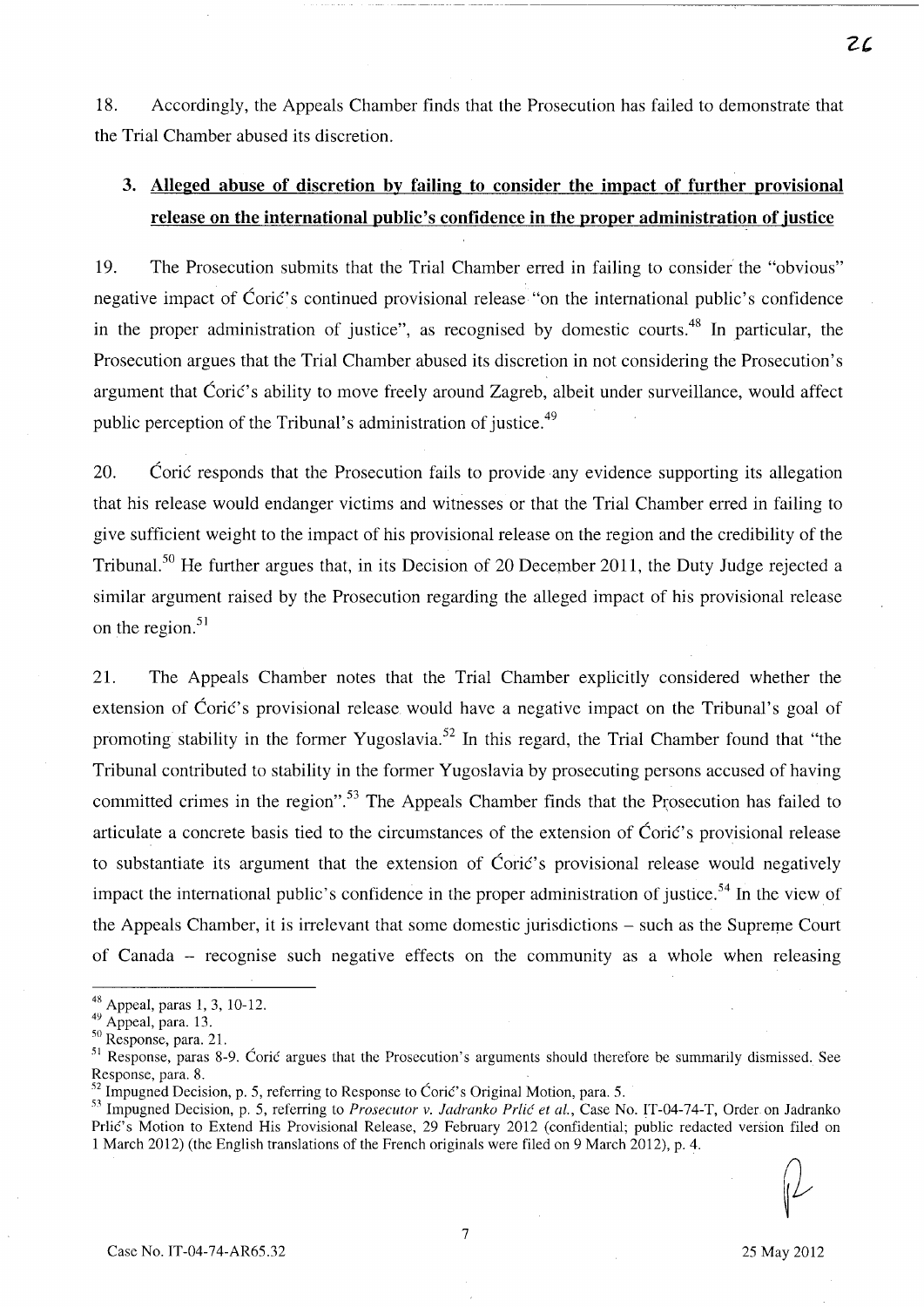18. Accordingly, the Appeals Chamber finds that the Prosecution has failed to demonstrate that the Trial Chamber abused its discretion.

### 3. Alleged abuse of discretion by failing to consider the impact of further provisional release on the international public's confidence in the proper administration of justice

19. The Prosecution submits that the Trial Chamber erred in failing to consider the "obvious" negative impact of Ćorić's continued provisional release "on the international public's confidence in the proper administration of justice", as recognised by domestic courts.[48] In particular, the Prosecution argues that the Trial Chamber abused its discretion in not considering the Prosecution's argument that Ćorić's ability to move freely around Zagreb, albeit under surveillance, would affect public perception of the Tribunal's administration of justice.[49]

20. Ćorić responds that the Prosecution fails to provide any evidence supporting its allegation that his release would endanger victims and witnesses or that the Trial Chamber erred in failing to give sufficient weight to the impact of his provisional release on the region and the credibility of the Tribunal.[50] He further argues that, in its Decision of 20 December 2011, the Duty Judge rejected a similar argument raised by the Prosecution regarding the alleged impact of his provisional release on the region.[51]

21. The Appeals Chamber notes that the Trial Chamber explicitly considered whether the extension of Ćorić's provisional release would have a negative impact on the Tribunal's goal of promoting stability in the former Yugoslavia.[52] In this regard, the Trial Chamber found that "the Tribunal contributed to stability in the former Yugoslavia by prosecuting persons accused of having committed crimes in the region".[53] The Appeals Chamber finds that the Prosecution has failed to articulate a concrete basis tied to the circumstances of the extension of Ćorić's provisional release to substantiate its argument that the extension of Ćorić's provisional release would negatively impact the international public's confidence in the proper administration of justice.[54] In the view of the Appeals Chamber, it is irrelevant that some domestic jurisdictions – such as the Supreme Court of Canada – recognise such negative effects on the community as a whole when releasing

---

[48] Appeal, paras 1, 3, 10-12.

[49] Appeal, para. 13.

[50] Response, para. 21.

[51] Response, paras 8-9. Ćorić argues that the Prosecution's arguments should therefore be summarily dismissed. See Response, para. 8.

[52] Impugned Decision, p. 5, referring to Response to Ćorić's Original Motion, para. 5.

[53] Impugned Decision, p. 5, referring to *Prosecutor v. Jadranko Prlić et al.*, Case No. IT-04-74-T, Order on Jadranko Prlić's Motion to Extend His Provisional Release, 29 February 2012 (confidential; public redacted version filed on 1 March 2012) (the English translations of the French originals were filed on 9 March 2012), p. 4.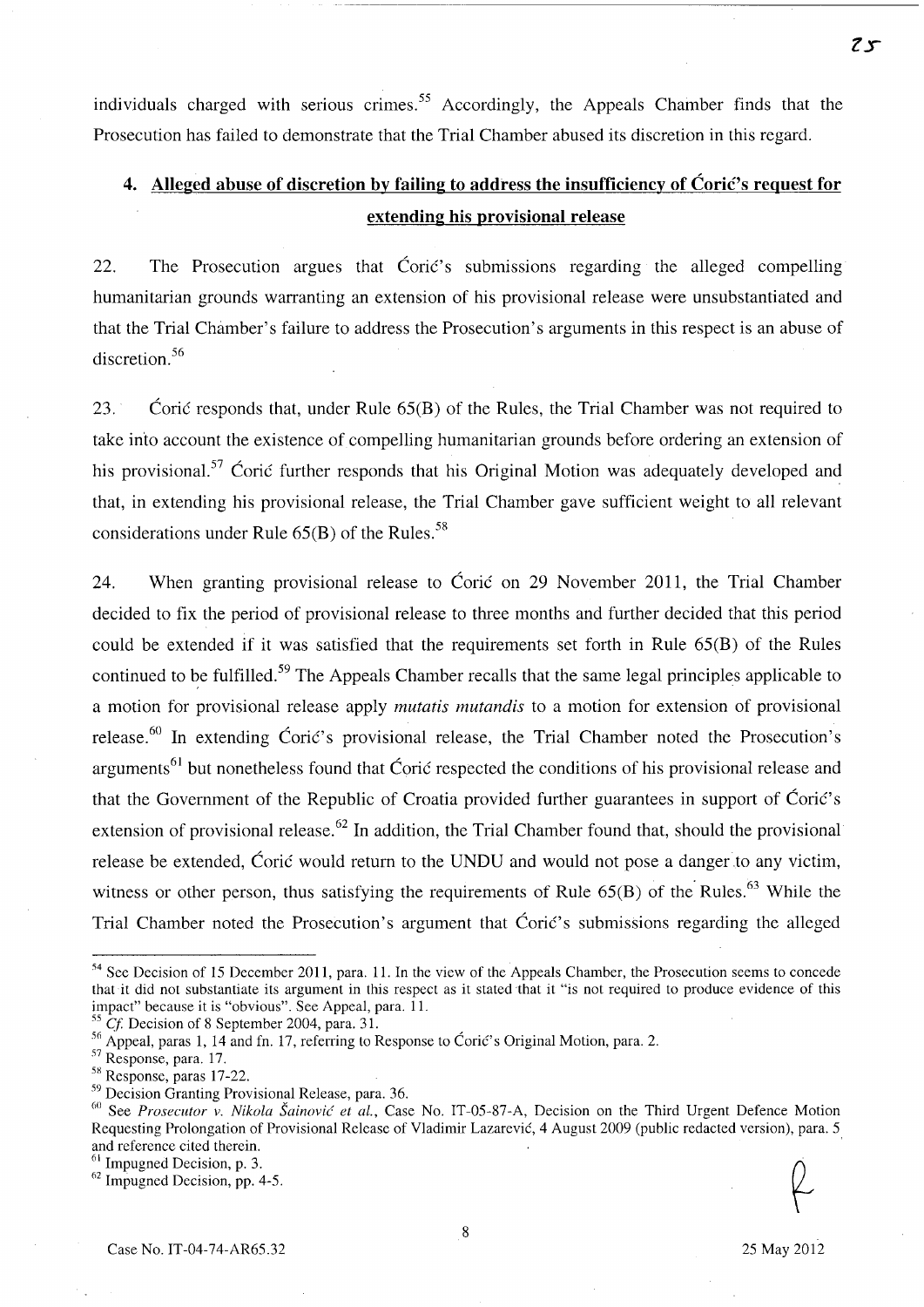individuals charged with serious crimes.[55] Accordingly, the Appeals Chamber finds that the Prosecution has failed to demonstrate that the Trial Chamber abused its discretion in this regard.

## 4. Alleged abuse of discretion by failing to address the insufficiency of Ćorić's request for extending his provisional release

22. The Prosecution argues that Ćorić's submissions regarding the alleged compelling humanitarian grounds warranting an extension of his provisional release were unsubstantiated and that the Trial Chamber's failure to address the Prosecution's arguments in this respect is an abuse of discretion.[56]

23. Ćorić responds that, under Rule 65(B) of the Rules, the Trial Chamber was not required to take into account the existence of compelling humanitarian grounds before ordering an extension of his provisional.[57] Ćorić further responds that his Original Motion was adequately developed and that, in extending his provisional release, the Trial Chamber gave sufficient weight to all relevant considerations under Rule 65(B) of the Rules.[58]

24. When granting provisional release to Ćorić on 29 November 2011, the Trial Chamber decided to fix the period of provisional release to three months and further decided that this period could be extended if it was satisfied that the requirements set forth in Rule 65(B) of the Rules continued to be fulfilled.[59] The Appeals Chamber recalls that the same legal principles applicable to a motion for provisional release apply *mutatis mutandis* to a motion for extension of provisional release.[60] In extending Ćorić's provisional release, the Trial Chamber noted the Prosecution's arguments[61] but nonetheless found that Ćorić respected the conditions of his provisional release and that the Government of the Republic of Croatia provided further guarantees in support of Ćorić's extension of provisional release.[62] In addition, the Trial Chamber found that, should the provisional release be extended, Ćorić would return to the UNDU and would not pose a danger to any victim, witness or other person, thus satisfying the requirements of Rule 65(B) of the Rules.[63] While the Trial Chamber noted the Prosecution's argument that Ćorić's submissions regarding the alleged

---

[54] See Decision of 15 December 2011, para. 11. In the view of the Appeals Chamber, the Prosecution seems to concede that it did not substantiate its argument in this respect as it stated that it "is not required to produce evidence of this impact" because it is "obvious". See Appeal, para. 11.

[55] *Cf.* Decision of 8 September 2004, para. 31.

[56] Appeal, paras 1, 14 and fn. 17, referring to Response to Ćorić's Original Motion, para. 2.

[57] Response, para. 17.

[58] Response, paras 17-22.

[59] Decision Granting Provisional Release, para. 36.

[60] See *Prosecutor v. Nikola Šainović et al.*, Case No. IT-05-87-A, Decision on the Third Urgent Defence Motion Requesting Prolongation of Provisional Release of Vladimir Lazarević, 4 August 2009 (public redacted version), para. 5 and reference cited therein.

[61] Impugned Decision, p. 3.

[62] Impugned Decision, pp. 4-5.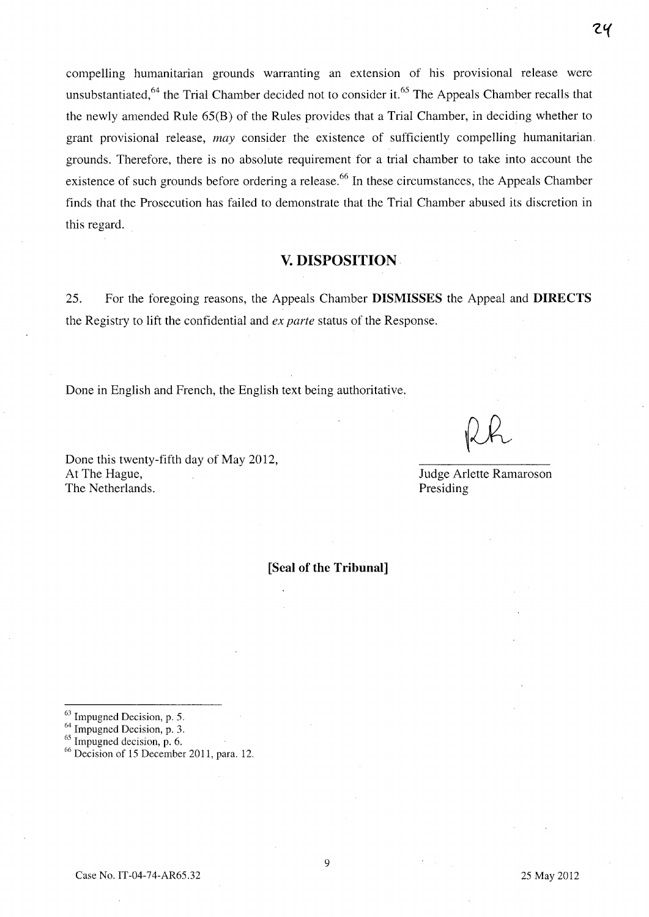compelling humanitarian grounds warranting an extension of his provisional release were unsubstantiated,[64] the Trial Chamber decided not to consider it.[65] The Appeals Chamber recalls that the newly amended Rule 65(B) of the Rules provides that a Trial Chamber, in deciding whether to grant provisional release, *may* consider the existence of sufficiently compelling humanitarian grounds. Therefore, there is no absolute requirement for a trial chamber to take into account the existence of such grounds before ordering a release.[66] In these circumstances, the Appeals Chamber finds that the Prosecution has failed to demonstrate that the Trial Chamber abused its discretion in this regard.

## V. DISPOSITION

25. For the foregoing reasons, the Appeals Chamber **DISMISSES** the Appeal and **DIRECTS** the Registry to lift the confidential and *ex parte* status of the Response.

Done in English and French, the English text being authoritative.

Done this twenty-fifth day of May 2012,
At The Hague,
The Netherlands.

Judge Arlette Ramaroson
Presiding

**[Seal of the Tribunal]**

---

[63] Impugned Decision, p. 5.
[64] Impugned Decision, p. 3.
[65] Impugned decision, p. 6.
[66] Decision of 15 December 2011, para. 12.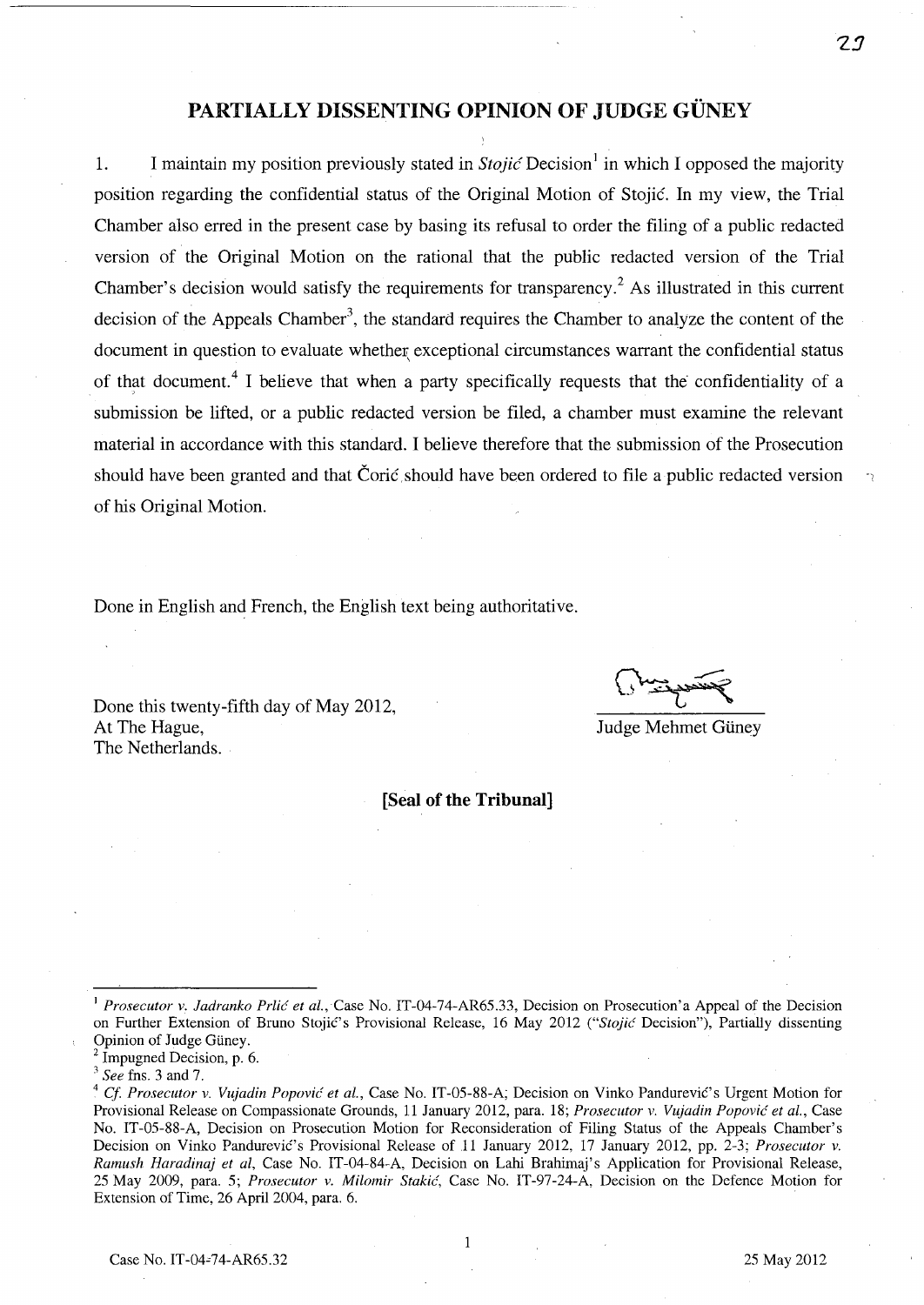# PARTIALLY DISSENTING OPINION OF JUDGE GÜNEY

1. I maintain my position previously stated in *Stojić* Decision[1] in which I opposed the majority position regarding the confidential status of the Original Motion of Stojić. In my view, the Trial Chamber also erred in the present case by basing its refusal to order the filing of a public redacted version of the Original Motion on the rational that the public redacted version of the Trial Chamber's decision would satisfy the requirements for transparency.[2] As illustrated in this current decision of the Appeals Chamber[3], the standard requires the Chamber to analyze the content of the document in question to evaluate whether exceptional circumstances warrant the confidential status of that document.[4] I believe that when a party specifically requests that the confidentiality of a submission be lifted, or a public redacted version be filed, a chamber must examine the relevant material in accordance with this standard. I believe therefore that the submission of the Prosecution should have been granted and that Ćorić should have been ordered to file a public redacted version of his Original Motion.

Done in English and French, the English text being authoritative.

Done this twenty-fifth day of May 2012,
At The Hague,
The Netherlands.

Judge Mehmet Güney

**[Seal of the Tribunal]**

---

[1] *Prosecutor v. Jadranko Prlić et al.*, Case No. IT-04-74-AR65.33, Decision on Prosecution'a Appeal of the Decision on Further Extension of Bruno Stojić's Provisional Release, 16 May 2012 ("*Stojić* Decision"), Partially dissenting Opinion of Judge Güney.

[2] Impugned Decision, p. 6.

[3] *See* fns. 3 and 7.

[4] *Cf. Prosecutor v. Vujadin Popović et al.*, Case No. IT-05-88-A; Decision on Vinko Pandurević's Urgent Motion for Provisional Release on Compassionate Grounds, 11 January 2012, para. 18; *Prosecutor v. Vujadin Popović et al.*, Case No. IT-05-88-A, Decision on Prosecution Motion for Reconsideration of Filing Status of the Appeals Chamber's Decision on Vinko Pandurević's Provisional Release of 11 January 2012, 17 January 2012, pp. 2-3; *Prosecutor v. Ramush Haradinaj et al*, Case No. IT-04-84-A, Decision on Lahi Brahimaj's Application for Provisional Release, 25 May 2009, para. 5; *Prosecutor v. Milomir Stakić*, Case No. IT-97-24-A, Decision on the Defence Motion for Extension of Time, 26 April 2004, para. 6.